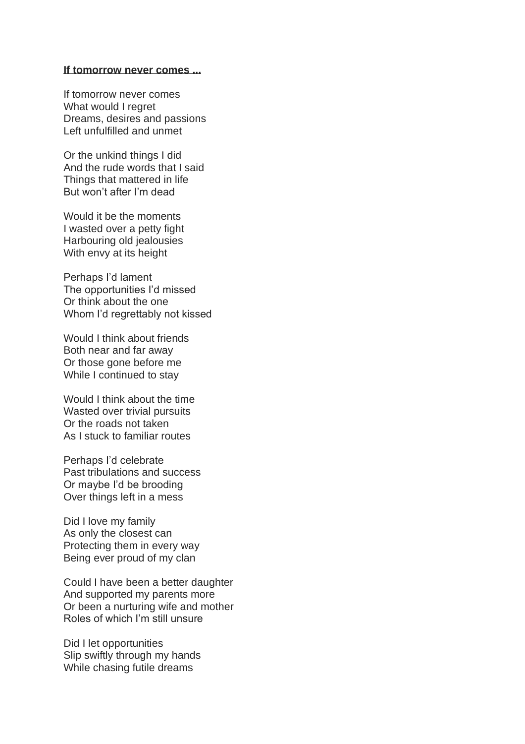**<u>If tomorrow never comes ...</u>**

If tomorrow never comes
What would I regret
Dreams, desires and passions
Left unfulfilled and unmet

Or the unkind things I did
And the rude words that I said
Things that mattered in life
But won't after I'm dead

Would it be the moments
I wasted over a petty fight
Harbouring old jealousies
With envy at its height

Perhaps I'd lament
The opportunities I'd missed
Or think about the one
Whom I'd regrettably not kissed

Would I think about friends
Both near and far away
Or those gone before me
While I continued to stay

Would I think about the time
Wasted over trivial pursuits
Or the roads not taken
As I stuck to familiar routes

Perhaps I'd celebrate
Past tribulations and success
Or maybe I'd be brooding
Over things left in a mess

Did I love my family
As only the closest can
Protecting them in every way
Being ever proud of my clan

Could I have been a better daughter
And supported my parents more
Or been a nurturing wife and mother
Roles of which I'm still unsure

Did I let opportunities
Slip swiftly through my hands
While chasing futile dreams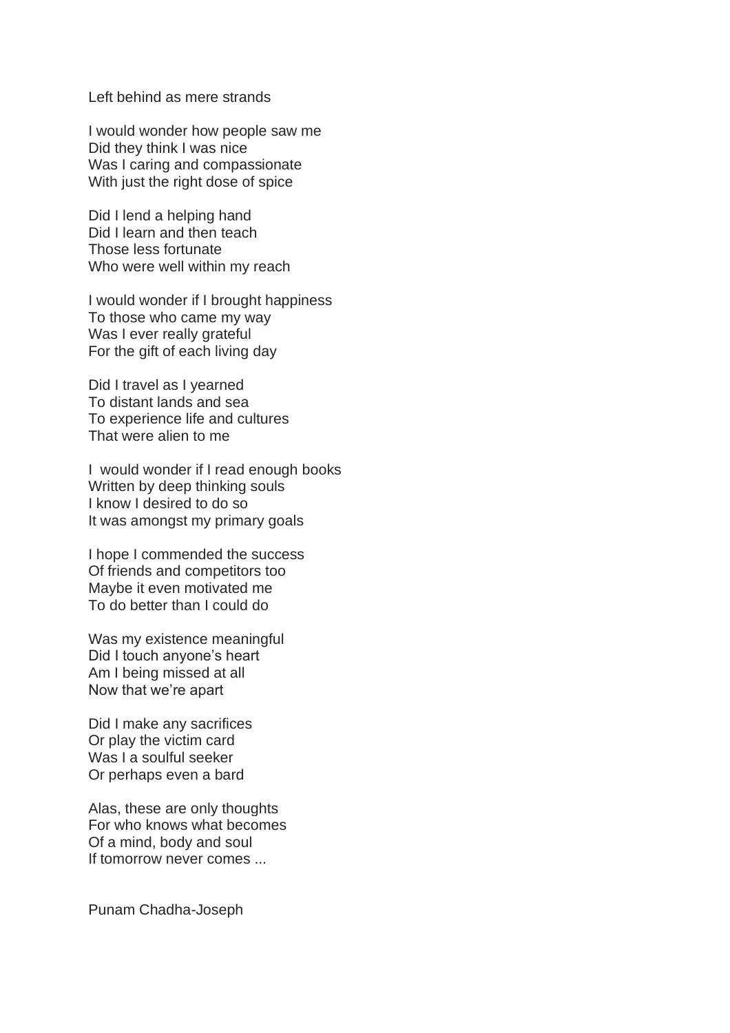Left behind as mere strands

I would wonder how people saw me
Did they think I was nice
Was I caring and compassionate
With just the right dose of spice

Did I lend a helping hand
Did I learn and then teach
Those less fortunate
Who were well within my reach

I would wonder if I brought happiness
To those who came my way
Was I ever really grateful
For the gift of each living day

Did I travel as I yearned
To distant lands and sea
To experience life and cultures
That were alien to me

I would wonder if I read enough books
Written by deep thinking souls
I know I desired to do so
It was amongst my primary goals

I hope I commended the success
Of friends and competitors too
Maybe it even motivated me
To do better than I could do

Was my existence meaningful
Did I touch anyone's heart
Am I being missed at all
Now that we're apart

Did I make any sacrifices
Or play the victim card
Was I a soulful seeker
Or perhaps even a bard

Alas, these are only thoughts
For who knows what becomes
Of a mind, body and soul
If tomorrow never comes ...

Punam Chadha-Joseph